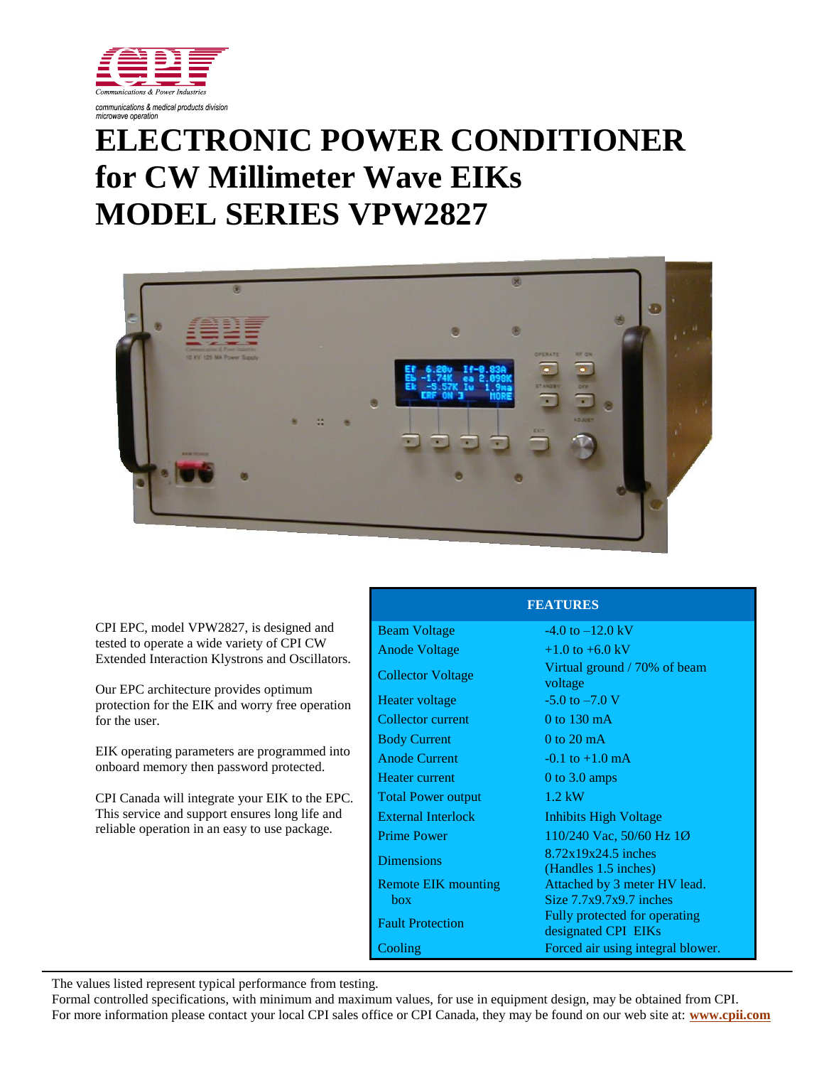communications & medical products division
microwave operation

# ELECTRONIC POWER CONDITIONER for CW Millimeter Wave EIKs MODEL SERIES VPW2827

CPI EPC, model VPW2827, is designed and tested to operate a wide variety of CPI CW Extended Interaction Klystrons and Oscillators.

Our EPC architecture provides optimum protection for the EIK and worry free operation for the user.

EIK operating parameters are programmed into onboard memory then password protected.

CPI Canada will integrate your EIK to the EPC. This service and support ensures long life and reliable operation in an easy to use package.

| FEATURES | |
|---|---|
| Beam Voltage | -4.0 to –12.0 kV |
| Anode Voltage | +1.0 to +6.0 kV |
| Collector Voltage | Virtual ground / 70% of beam voltage |
| Heater voltage | -5.0 to –7.0 V |
| Collector current | 0 to 130 mA |
| Body Current | 0 to 20 mA |
| Anode Current | -0.1 to +1.0 mA |
| Heater current | 0 to 3.0 amps |
| Total Power output | 1.2 kW |
| External Interlock | Inhibits High Voltage |
| Prime Power | 110/240 Vac, 50/60 Hz 1Ø |
| Dimensions | 8.72x19x24.5 inches (Handles 1.5 inches) |
| Remote EIK mounting box | Attached by 3 meter HV lead. Size 7.7x9.7x9.7 inches |
| Fault Protection | Fully protected for operating designated CPI EIKs |
| Cooling | Forced air using integral blower. |

The values listed represent typical performance from testing.
Formal controlled specifications, with minimum and maximum values, for use in equipment design, may be obtained from CPI.
For more information please contact your local CPI sales office or CPI Canada, they may be found on our web site at: **www.cpii.com**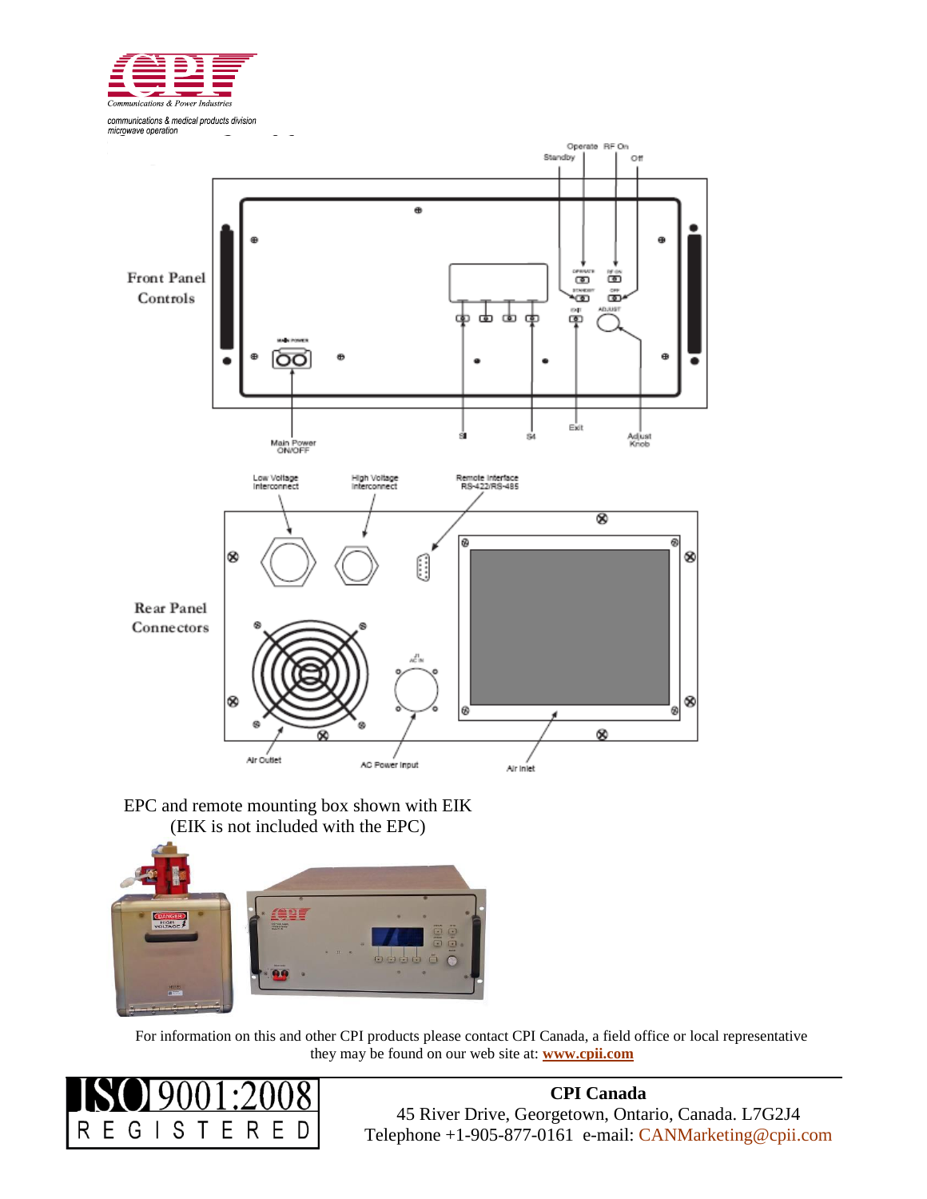Front Panel Controls

Standby
Operate
RF On
Off
S1
S4
Exit
Adjust Knob
Main Power ON/OFF

Rear Panel Connectors

Low Voltage Interconnect
High Voltage Interconnect
Remote Interface RS-422/RS-485
Air Outlet
AC Power Input
Air Inlet

EPC and remote mounting box shown with EIK
(EIK is not included with the EPC)

For information on this and other CPI products please contact CPI Canada, a field office or local representative they may be found on our web site at: **www.cpii.com**

ISO 9001:2008 REGISTERED

**CPI Canada**
45 River Drive, Georgetown, Ontario, Canada. L7G2J4
Telephone +1-905-877-0161 e-mail: CANMarketing@cpii.com